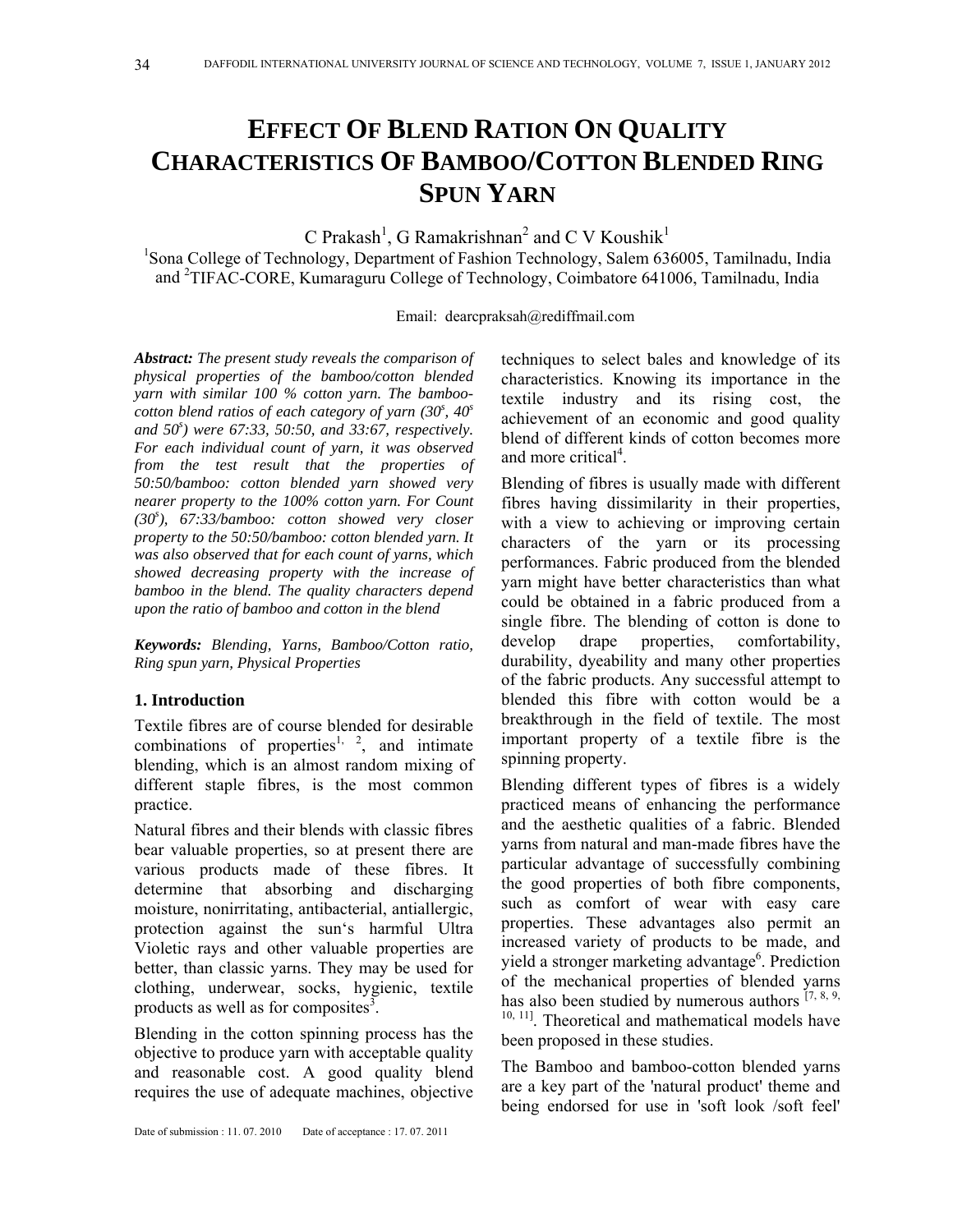# EFFECT OF BLEND RATION ON QUALITY CHARACTERISTICS OF BAMBOO/COTTON BLENDED RING SPUN YARN

C Prakash[1], G Ramakrishnan[2] and C V Koushik[1]

[1]Sona College of Technology, Department of Fashion Technology, Salem 636005, Tamilnadu, India and [2]TIFAC-CORE, Kumaraguru College of Technology, Coimbatore 641006, Tamilnadu, India

Email: dearcpraksah@rediffmail.com

***Abstract:*** *The present study reveals the comparison of physical properties of the bamboo/cotton blended yarn with similar 100 % cotton yarn. The bamboo-cotton blend ratios of each category of yarn (30$^s$, 40$^s$ and 50$^s$) were 67:33, 50:50, and 33:67, respectively. For each individual count of yarn, it was observed from the test result that the properties of 50:50/bamboo: cotton blended yarn showed very nearer property to the 100% cotton yarn. For Count (30$^s$), 67:33/bamboo: cotton showed very closer property to the 50:50/bamboo: cotton blended yarn. It was also observed that for each count of yarns, which showed decreasing property with the increase of bamboo in the blend. The quality characters depend upon the ratio of bamboo and cotton in the blend*

***Keywords:*** *Blending, Yarns, Bamboo/Cotton ratio, Ring spun yarn, Physical Properties*

## 1. Introduction

Textile fibres are of course blended for desirable combinations of properties[1, 2], and intimate blending, which is an almost random mixing of different staple fibres, is the most common practice.

Natural fibres and their blends with classic fibres bear valuable properties, so at present there are various products made of these fibres. It determine that absorbing and discharging moisture, nonirritating, antibacterial, antiallergic, protection against the sun's harmful Ultra Violetic rays and other valuable properties are better, than classic yarns. They may be used for clothing, underwear, socks, hygienic, textile products as well as for composites[3].

Blending in the cotton spinning process has the objective to produce yarn with acceptable quality and reasonable cost. A good quality blend requires the use of adequate machines, objective techniques to select bales and knowledge of its characteristics. Knowing its importance in the textile industry and its rising cost, the achievement of an economic and good quality blend of different kinds of cotton becomes more and more critical[4].

Blending of fibres is usually made with different fibres having dissimilarity in their properties, with a view to achieving or improving certain characters of the yarn or its processing performances. Fabric produced from the blended yarn might have better characteristics than what could be obtained in a fabric produced from a single fibre. The blending of cotton is done to develop drape properties, comfortability, durability, dyeability and many other properties of the fabric products. Any successful attempt to blended this fibre with cotton would be a breakthrough in the field of textile. The most important property of a textile fibre is the spinning property.

Blending different types of fibres is a widely practiced means of enhancing the performance and the aesthetic qualities of a fabric. Blended yarns from natural and man-made fibres have the particular advantage of successfully combining the good properties of both fibre components, such as comfort of wear with easy care properties. These advantages also permit an increased variety of products to be made, and yield a stronger marketing advantage[6]. Prediction of the mechanical properties of blended yarns has also been studied by numerous authors [7, 8, 9, 10, 11]. Theoretical and mathematical models have been proposed in these studies.

The Bamboo and bamboo-cotton blended yarns are a key part of the 'natural product' theme and being endorsed for use in 'soft look /soft feel'

Date of submission : 11. 07. 2010 Date of acceptance : 17. 07. 2011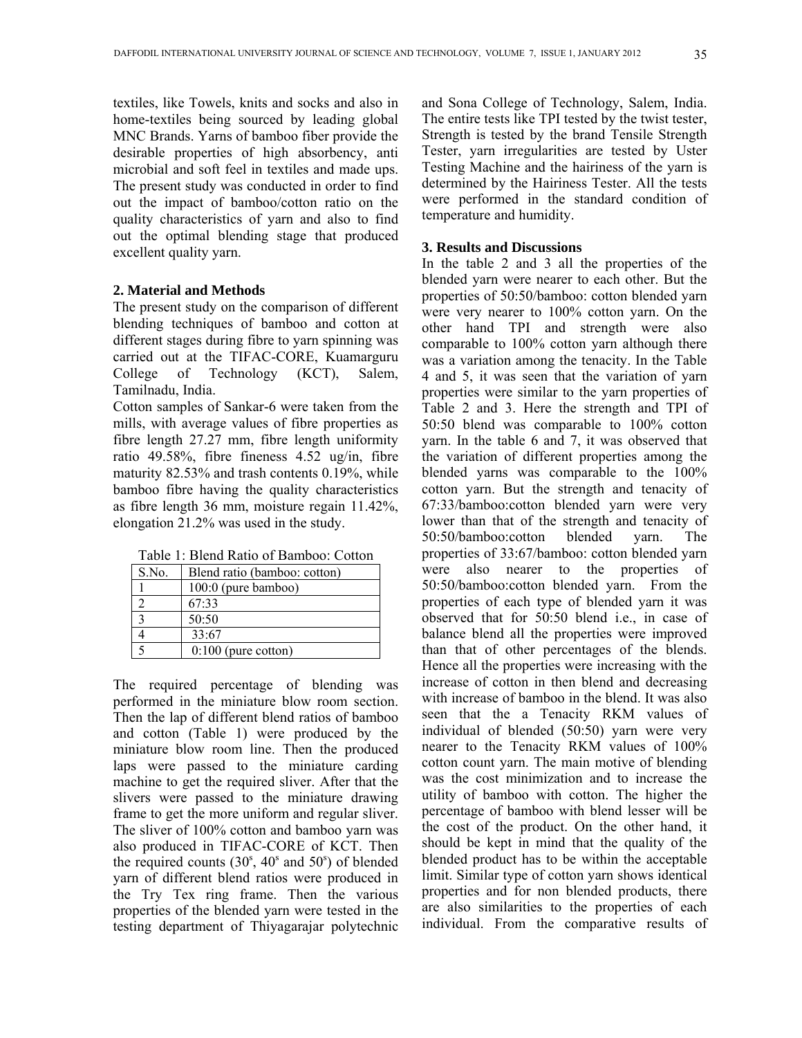textiles, like Towels, knits and socks and also in home-textiles being sourced by leading global MNC Brands. Yarns of bamboo fiber provide the desirable properties of high absorbency, anti microbial and soft feel in textiles and made ups. The present study was conducted in order to find out the impact of bamboo/cotton ratio on the quality characteristics of yarn and also to find out the optimal blending stage that produced excellent quality yarn.

## 2. Material and Methods

The present study on the comparison of different blending techniques of bamboo and cotton at different stages during fibre to yarn spinning was carried out at the TIFAC-CORE, Kuamarguru College of Technology (KCT), Salem, Tamilnadu, India.

Cotton samples of Sankar-6 were taken from the mills, with average values of fibre properties as fibre length 27.27 mm, fibre length uniformity ratio 49.58%, fibre fineness 4.52 ug/in, fibre maturity 82.53% and trash contents 0.19%, while bamboo fibre having the quality characteristics as fibre length 36 mm, moisture regain 11.42%, elongation 21.2% was used in the study.

Table 1: Blend Ratio of Bamboo: Cotton

| S.No. | Blend ratio (bamboo: cotton) |
|---|---|
| 1 | 100:0 (pure bamboo) |
| 2 | 67:33 |
| 3 | 50:50 |
| 4 | 33:67 |
| 5 | 0:100 (pure cotton) |

The required percentage of blending was performed in the miniature blow room section. Then the lap of different blend ratios of bamboo and cotton (Table 1) were produced by the miniature blow room line. Then the produced laps were passed to the miniature carding machine to get the required sliver. After that the slivers were passed to the miniature drawing frame to get the more uniform and regular sliver. The sliver of 100% cotton and bamboo yarn was also produced in TIFAC-CORE of KCT. Then the required counts ($30^s$, $40^s$ and $50^s$) of blended yarn of different blend ratios were produced in the Try Tex ring frame. Then the various properties of the blended yarn were tested in the testing department of Thiyagarajar polytechnic and Sona College of Technology, Salem, India. The entire tests like TPI tested by the twist tester, Strength is tested by the brand Tensile Strength Tester, yarn irregularities are tested by Uster Testing Machine and the hairiness of the yarn is determined by the Hairiness Tester. All the tests were performed in the standard condition of temperature and humidity.

## 3. Results and Discussions

In the table 2 and 3 all the properties of the blended yarn were nearer to each other. But the properties of 50:50/bamboo: cotton blended yarn were very nearer to 100% cotton yarn. On the other hand TPI and strength were also comparable to 100% cotton yarn although there was a variation among the tenacity. In the Table 4 and 5, it was seen that the variation of yarn properties were similar to the yarn properties of Table 2 and 3. Here the strength and TPI of 50:50 blend was comparable to 100% cotton yarn. In the table 6 and 7, it was observed that the variation of different properties among the blended yarns was comparable to the 100% cotton yarn. But the strength and tenacity of 67:33/bamboo:cotton blended yarn were very lower than that of the strength and tenacity of 50:50/bamboo:cotton blended yarn. The properties of 33:67/bamboo: cotton blended yarn were also nearer to the properties of 50:50/bamboo:cotton blended yarn. From the properties of each type of blended yarn it was observed that for 50:50 blend i.e., in case of balance blend all the properties were improved than that of other percentages of the blends. Hence all the properties were increasing with the increase of cotton in then blend and decreasing with increase of bamboo in the blend. It was also seen that the a Tenacity RKM values of individual of blended (50:50) yarn were very nearer to the Tenacity RKM values of 100% cotton count yarn. The main motive of blending was the cost minimization and to increase the utility of bamboo with cotton. The higher the percentage of bamboo with blend lesser will be the cost of the product. On the other hand, it should be kept in mind that the quality of the blended product has to be within the acceptable limit. Similar type of cotton yarn shows identical properties and for non blended products, there are also similarities to the properties of each individual. From the comparative results of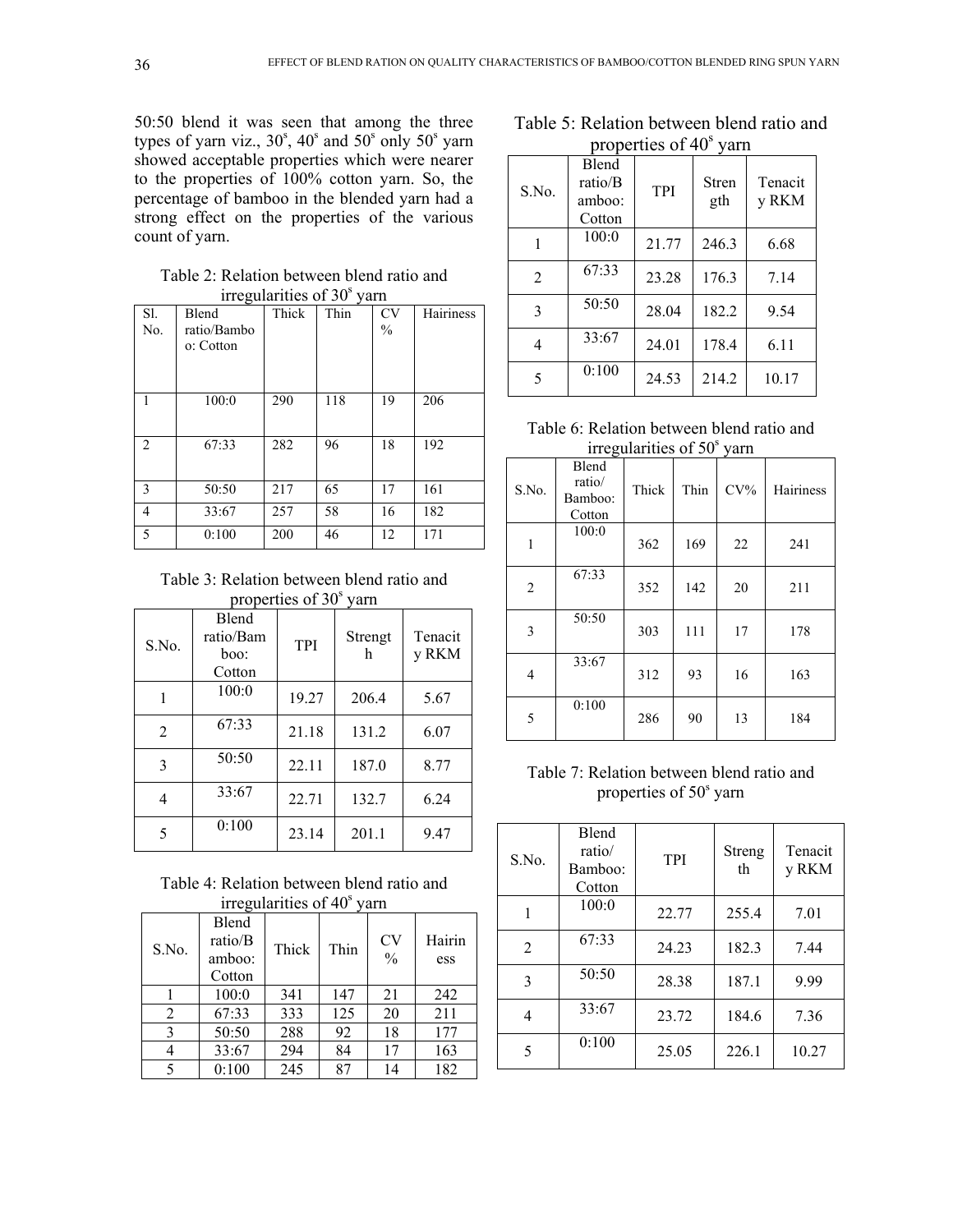50:50 blend it was seen that among the three types of yarn viz., $30^s$, $40^s$ and $50^s$ only $50^s$ yarn showed acceptable properties which were nearer to the properties of 100% cotton yarn. So, the percentage of bamboo in the blended yarn had a strong effect on the properties of the various count of yarn.

Table 2: Relation between blend ratio and irregularities of $30^s$ yarn

| Sl. No. | Blend ratio/Bamboo: Cotton | Thick | Thin | CV % | Hairiness |
|---|---|---|---|---|---|
| 1 | 100:0 | 290 | 118 | 19 | 206 |
| 2 | 67:33 | 282 | 96 | 18 | 192 |
| 3 | 50:50 | 217 | 65 | 17 | 161 |
| 4 | 33:67 | 257 | 58 | 16 | 182 |
| 5 | 0:100 | 200 | 46 | 12 | 171 |

Table 3: Relation between blend ratio and properties of $30^s$ yarn

| S.No. | Blend ratio/Bamboo: Cotton | TPI | Strength | Tenacity RKM |
|---|---|---|---|---|
| 1 | 100:0 | 19.27 | 206.4 | 5.67 |
| 2 | 67:33 | 21.18 | 131.2 | 6.07 |
| 3 | 50:50 | 22.11 | 187.0 | 8.77 |
| 4 | 33:67 | 22.71 | 132.7 | 6.24 |
| 5 | 0:100 | 23.14 | 201.1 | 9.47 |

Table 4: Relation between blend ratio and irregularities of $40^s$ yarn

| S.No. | Blend ratio/Bamboo: Cotton | Thick | Thin | CV % | Hairiness |
|---|---|---|---|---|---|
| 1 | 100:0 | 341 | 147 | 21 | 242 |
| 2 | 67:33 | 333 | 125 | 20 | 211 |
| 3 | 50:50 | 288 | 92 | 18 | 177 |
| 4 | 33:67 | 294 | 84 | 17 | 163 |
| 5 | 0:100 | 245 | 87 | 14 | 182 |

Table 5: Relation between blend ratio and properties of $40^s$ yarn

| S.No. | Blend ratio/Bamboo: Cotton | TPI | Strength | Tenacity RKM |
|---|---|---|---|---|
| 1 | 100:0 | 21.77 | 246.3 | 6.68 |
| 2 | 67:33 | 23.28 | 176.3 | 7.14 |
| 3 | 50:50 | 28.04 | 182.2 | 9.54 |
| 4 | 33:67 | 24.01 | 178.4 | 6.11 |
| 5 | 0:100 | 24.53 | 214.2 | 10.17 |

Table 6: Relation between blend ratio and irregularities of $50^s$ yarn

| S.No. | Blend ratio/ Bamboo: Cotton | Thick | Thin | CV% | Hairiness |
|---|---|---|---|---|---|
| 1 | 100:0 | 362 | 169 | 22 | 241 |
| 2 | 67:33 | 352 | 142 | 20 | 211 |
| 3 | 50:50 | 303 | 111 | 17 | 178 |
| 4 | 33:67 | 312 | 93 | 16 | 163 |
| 5 | 0:100 | 286 | 90 | 13 | 184 |

Table 7: Relation between blend ratio and properties of $50^s$ yarn

| S.No. | Blend ratio/ Bamboo: Cotton | TPI | Strength | Tenacity RKM |
|---|---|---|---|---|
| 1 | 100:0 | 22.77 | 255.4 | 7.01 |
| 2 | 67:33 | 24.23 | 182.3 | 7.44 |
| 3 | 50:50 | 28.38 | 187.1 | 9.99 |
| 4 | 33:67 | 23.72 | 184.6 | 7.36 |
| 5 | 0:100 | 25.05 | 226.1 | 10.27 |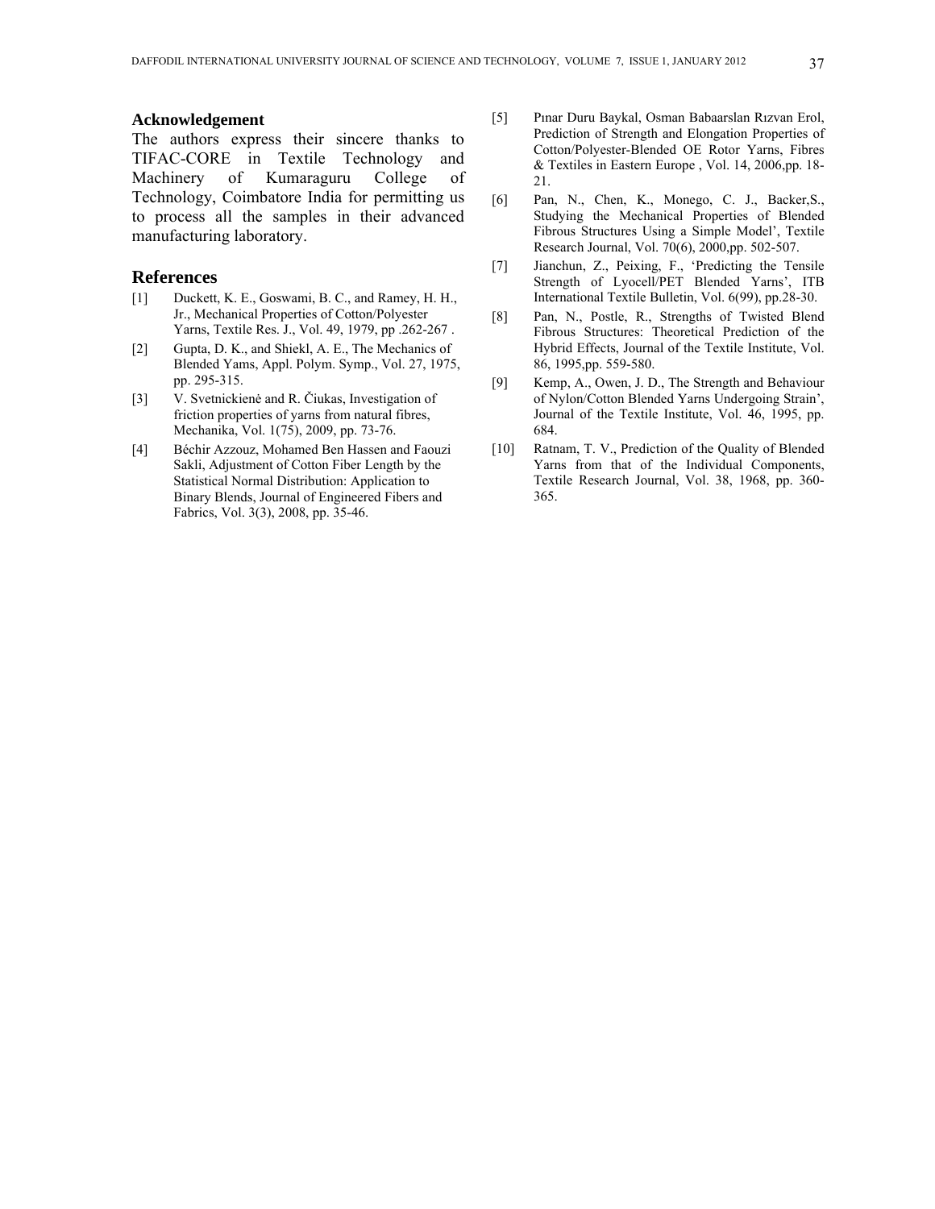### Acknowledgement

The authors express their sincere thanks to TIFAC-CORE in Textile Technology and Machinery of Kumaraguru College of Technology, Coimbatore India for permitting us to process all the samples in their advanced manufacturing laboratory.

## References

[1] Duckett, K. E., Goswami, B. C., and Ramey, H. H., Jr., Mechanical Properties of Cotton/Polyester Yarns, Textile Res. J., Vol. 49, 1979, pp .262-267 .

[2] Gupta, D. K., and Shiekl, A. E., The Mechanics of Blended Yams, Appl. Polym. Symp., Vol. 27, 1975, pp. 295-315.

[3] V. Svetnickienė and R. Čiukas, Investigation of friction properties of yarns from natural fibres, Mechanika, Vol. 1(75), 2009, pp. 73-76.

[4] Béchir Azzouz, Mohamed Ben Hassen and Faouzi Sakli, Adjustment of Cotton Fiber Length by the Statistical Normal Distribution: Application to Binary Blends, Journal of Engineered Fibers and Fabrics, Vol. 3(3), 2008, pp. 35-46.

[5] Pınar Duru Baykal, Osman Babaarslan Rızvan Erol, Prediction of Strength and Elongation Properties of Cotton/Polyester-Blended OE Rotor Yarns, Fibres & Textiles in Eastern Europe , Vol. 14, 2006,pp. 18-21.

[6] Pan, N., Chen, K., Monego, C. J., Backer,S., Studying the Mechanical Properties of Blended Fibrous Structures Using a Simple Model', Textile Research Journal, Vol. 70(6), 2000,pp. 502-507.

[7] Jianchun, Z., Peixing, F., 'Predicting the Tensile Strength of Lyocell/PET Blended Yarns', ITB International Textile Bulletin, Vol. 6(99), pp.28-30.

[8] Pan, N., Postle, R., Strengths of Twisted Blend Fibrous Structures: Theoretical Prediction of the Hybrid Effects, Journal of the Textile Institute, Vol. 86, 1995,pp. 559-580.

[9] Kemp, A., Owen, J. D., The Strength and Behaviour of Nylon/Cotton Blended Yarns Undergoing Strain', Journal of the Textile Institute, Vol. 46, 1995, pp. 684.

[10] Ratnam, T. V., Prediction of the Quality of Blended Yarns from that of the Individual Components, Textile Research Journal, Vol. 38, 1968, pp. 360-365.